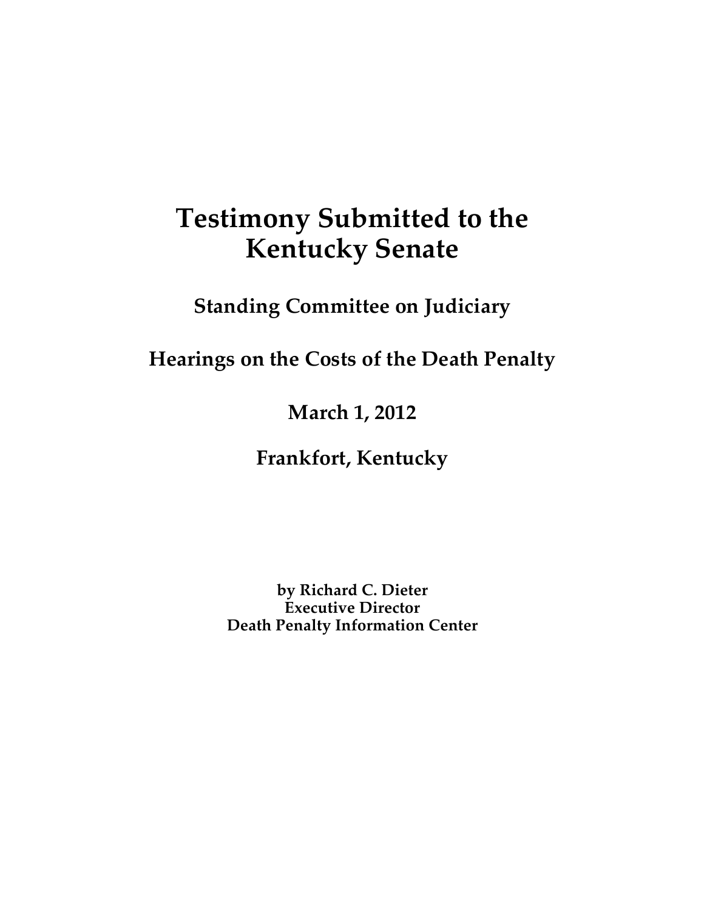# Testimony Submitted to the Kentucky Senate

## Standing Committee on Judiciary

## Hearings on the Costs of the Death Penalty

## March 1, 2012

## Frankfort, Kentucky

**by Richard C. Dieter**
**Executive Director**
**Death Penalty Information Center**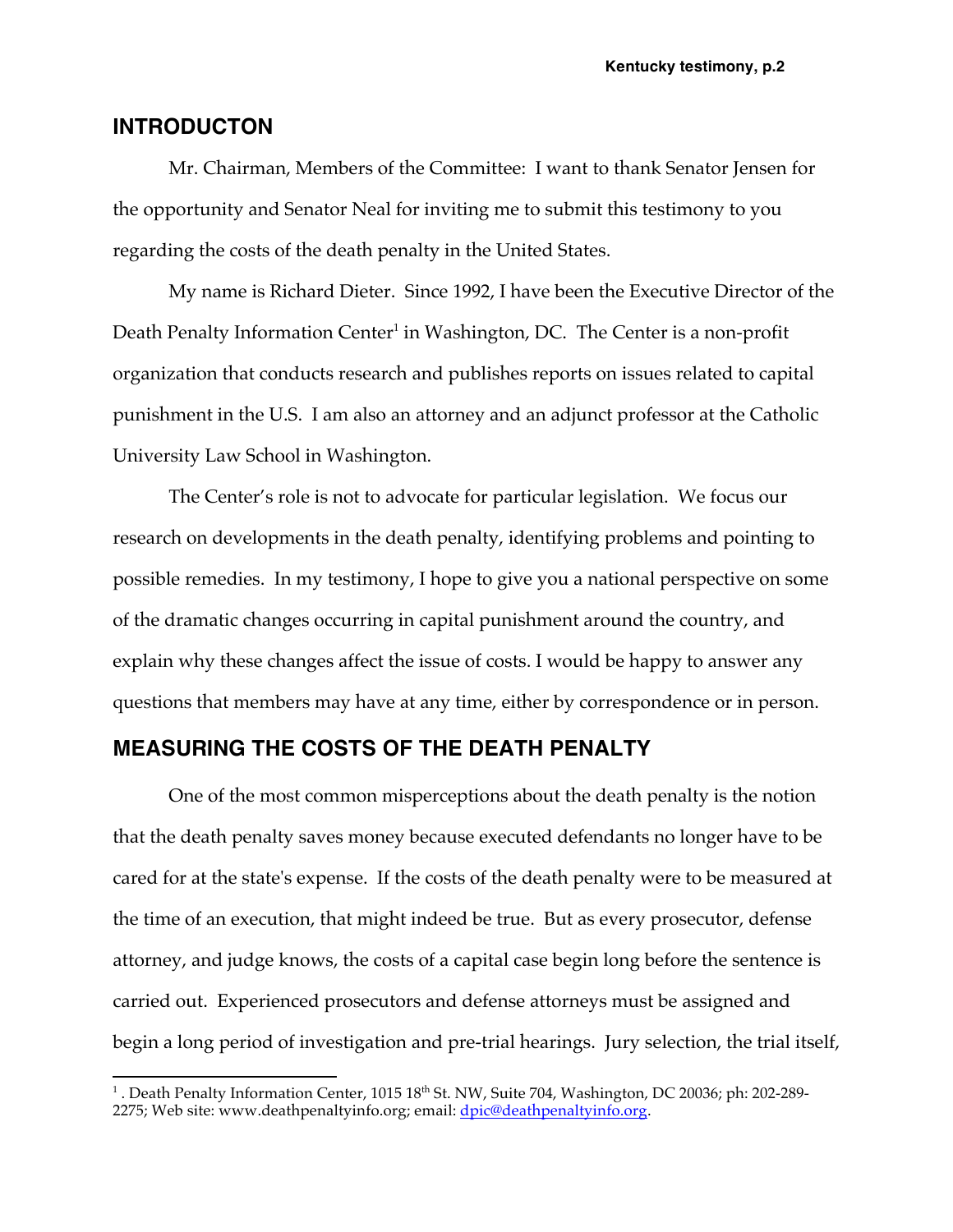## INTRODUCTON

Mr. Chairman, Members of the Committee: I want to thank Senator Jensen for the opportunity and Senator Neal for inviting me to submit this testimony to you regarding the costs of the death penalty in the United States.

My name is Richard Dieter. Since 1992, I have been the Executive Director of the Death Penalty Information Center[1] in Washington, DC. The Center is a non-profit organization that conducts research and publishes reports on issues related to capital punishment in the U.S. I am also an attorney and an adjunct professor at the Catholic University Law School in Washington.

The Center's role is not to advocate for particular legislation. We focus our research on developments in the death penalty, identifying problems and pointing to possible remedies. In my testimony, I hope to give you a national perspective on some of the dramatic changes occurring in capital punishment around the country, and explain why these changes affect the issue of costs. I would be happy to answer any questions that members may have at any time, either by correspondence or in person.

## MEASURING THE COSTS OF THE DEATH PENALTY

One of the most common misperceptions about the death penalty is the notion that the death penalty saves money because executed defendants no longer have to be cared for at the state's expense. If the costs of the death penalty were to be measured at the time of an execution, that might indeed be true. But as every prosecutor, defense attorney, and judge knows, the costs of a capital case begin long before the sentence is carried out. Experienced prosecutors and defense attorneys must be assigned and begin a long period of investigation and pre-trial hearings. Jury selection, the trial itself,

---

[1] . Death Penalty Information Center, 1015 18th St. NW, Suite 704, Washington, DC 20036; ph: 202-289-2275; Web site: www.deathpenaltyinfo.org; email: dpic@deathpenaltyinfo.org.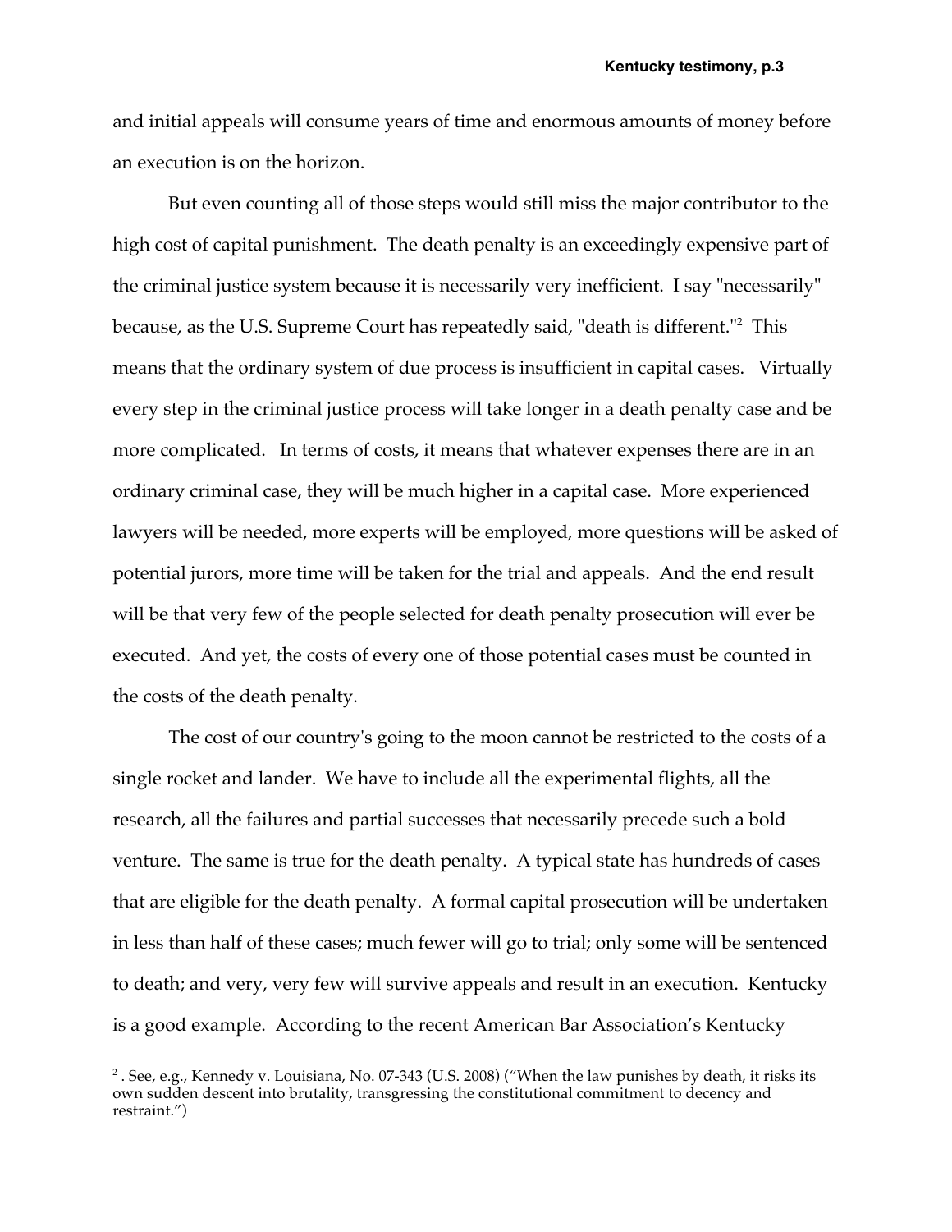and initial appeals will consume years of time and enormous amounts of money before an execution is on the horizon.

But even counting all of those steps would still miss the major contributor to the high cost of capital punishment. The death penalty is an exceedingly expensive part of the criminal justice system because it is necessarily very inefficient. I say "necessarily" because, as the U.S. Supreme Court has repeatedly said, "death is different."[2] This means that the ordinary system of due process is insufficient in capital cases. Virtually every step in the criminal justice process will take longer in a death penalty case and be more complicated. In terms of costs, it means that whatever expenses there are in an ordinary criminal case, they will be much higher in a capital case. More experienced lawyers will be needed, more experts will be employed, more questions will be asked of potential jurors, more time will be taken for the trial and appeals. And the end result will be that very few of the people selected for death penalty prosecution will ever be executed. And yet, the costs of every one of those potential cases must be counted in the costs of the death penalty.

The cost of our country's going to the moon cannot be restricted to the costs of a single rocket and lander. We have to include all the experimental flights, all the research, all the failures and partial successes that necessarily precede such a bold venture. The same is true for the death penalty. A typical state has hundreds of cases that are eligible for the death penalty. A formal capital prosecution will be undertaken in less than half of these cases; much fewer will go to trial; only some will be sentenced to death; and very, very few will survive appeals and result in an execution. Kentucky is a good example. According to the recent American Bar Association's Kentucky

---

[2] . See, e.g., Kennedy v. Louisiana, No. 07-343 (U.S. 2008) ("When the law punishes by death, it risks its own sudden descent into brutality, transgressing the constitutional commitment to decency and restraint.")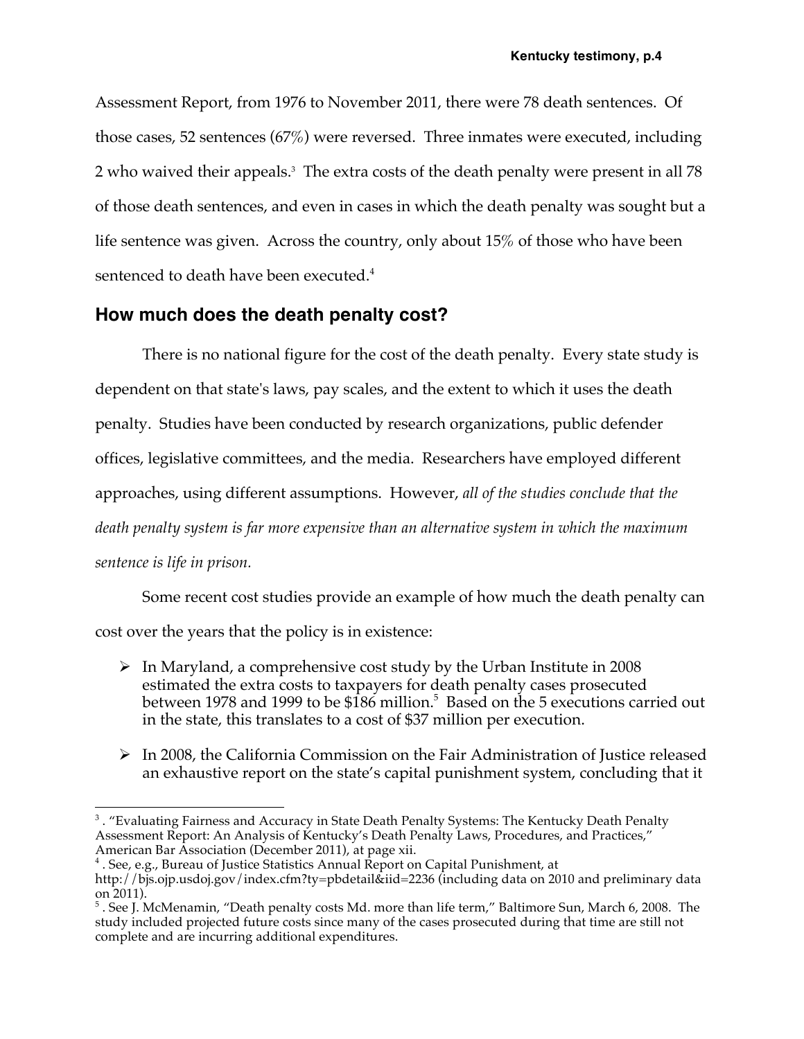Assessment Report, from 1976 to November 2011, there were 78 death sentences. Of those cases, 52 sentences (67%) were reversed. Three inmates were executed, including 2 who waived their appeals.[3] The extra costs of the death penalty were present in all 78 of those death sentences, and even in cases in which the death penalty was sought but a life sentence was given. Across the country, only about 15% of those who have been sentenced to death have been executed.[4]

## How much does the death penalty cost?

There is no national figure for the cost of the death penalty. Every state study is dependent on that state's laws, pay scales, and the extent to which it uses the death penalty. Studies have been conducted by research organizations, public defender offices, legislative committees, and the media. Researchers have employed different approaches, using different assumptions. However, *all of the studies conclude that the death penalty system is far more expensive than an alternative system in which the maximum sentence is life in prison.*

Some recent cost studies provide an example of how much the death penalty can cost over the years that the policy is in existence:

- In Maryland, a comprehensive cost study by the Urban Institute in 2008 estimated the extra costs to taxpayers for death penalty cases prosecuted between 1978 and 1999 to be $186 million.[5] Based on the 5 executions carried out in the state, this translates to a cost of $37 million per execution.
- In 2008, the California Commission on the Fair Administration of Justice released an exhaustive report on the state's capital punishment system, concluding that it

---

[3] . "Evaluating Fairness and Accuracy in State Death Penalty Systems: The Kentucky Death Penalty Assessment Report: An Analysis of Kentucky's Death Penalty Laws, Procedures, and Practices," American Bar Association (December 2011), at page xii.

[4] . See, e.g., Bureau of Justice Statistics Annual Report on Capital Punishment, at http://bjs.ojp.usdoj.gov/index.cfm?ty=pbdetail&iid=2236 (including data on 2010 and preliminary data on 2011).

[5] . See J. McMenamin, "Death penalty costs Md. more than life term," Baltimore Sun, March 6, 2008. The study included projected future costs since many of the cases prosecuted during that time are still not complete and are incurring additional expenditures.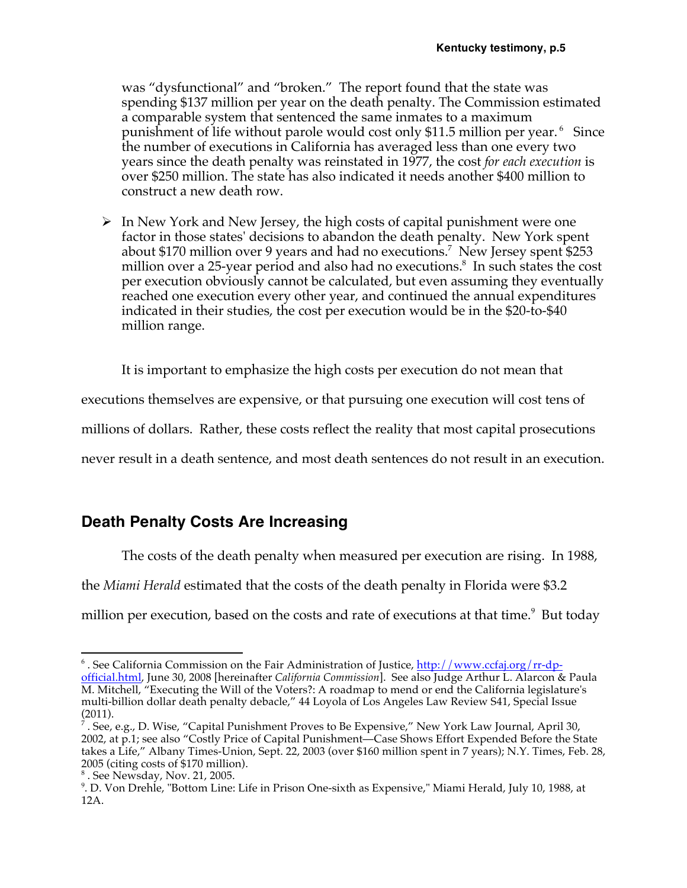was "dysfunctional" and "broken." The report found that the state was spending $137 million per year on the death penalty. The Commission estimated a comparable system that sentenced the same inmates to a maximum punishment of life without parole would cost only $11.5 million per year.[6] Since the number of executions in California has averaged less than one every two years since the death penalty was reinstated in 1977, the cost *for each execution* is over $250 million. The state has also indicated it needs another $400 million to construct a new death row.

- In New York and New Jersey, the high costs of capital punishment were one factor in those states' decisions to abandon the death penalty. New York spent about $170 million over 9 years and had no executions.[7] New Jersey spent $253 million over a 25-year period and also had no executions.[8] In such states the cost per execution obviously cannot be calculated, but even assuming they eventually reached one execution every other year, and continued the annual expenditures indicated in their studies, the cost per execution would be in the $20-to-$40 million range.

It is important to emphasize the high costs per execution do not mean that executions themselves are expensive, or that pursuing one execution will cost tens of millions of dollars. Rather, these costs reflect the reality that most capital prosecutions never result in a death sentence, and most death sentences do not result in an execution.

## Death Penalty Costs Are Increasing

The costs of the death penalty when measured per execution are rising. In 1988, the *Miami Herald* estimated that the costs of the death penalty in Florida were $3.2 million per execution, based on the costs and rate of executions at that time.[9] But today

---

[6]. See California Commission on the Fair Administration of Justice, http://www.ccfaj.org/rr-dp-official.html, June 30, 2008 [hereinafter *California Commission*]. See also Judge Arthur L. Alarcon & Paula M. Mitchell, "Executing the Will of the Voters?: A roadmap to mend or end the California legislature's multi-billion dollar death penalty debacle," 44 Loyola of Los Angeles Law Review S41, Special Issue (2011).

[7]. See, e.g., D. Wise, "Capital Punishment Proves to Be Expensive," New York Law Journal, April 30, 2002, at p.1; see also "Costly Price of Capital Punishment—Case Shows Effort Expended Before the State takes a Life," Albany Times-Union, Sept. 22, 2003 (over $160 million spent in 7 years); N.Y. Times, Feb. 28, 2005 (citing costs of $170 million).

[8]. See Newsday, Nov. 21, 2005.

[9]. D. Von Drehle, "Bottom Line: Life in Prison One-sixth as Expensive," Miami Herald, July 10, 1988, at 12A.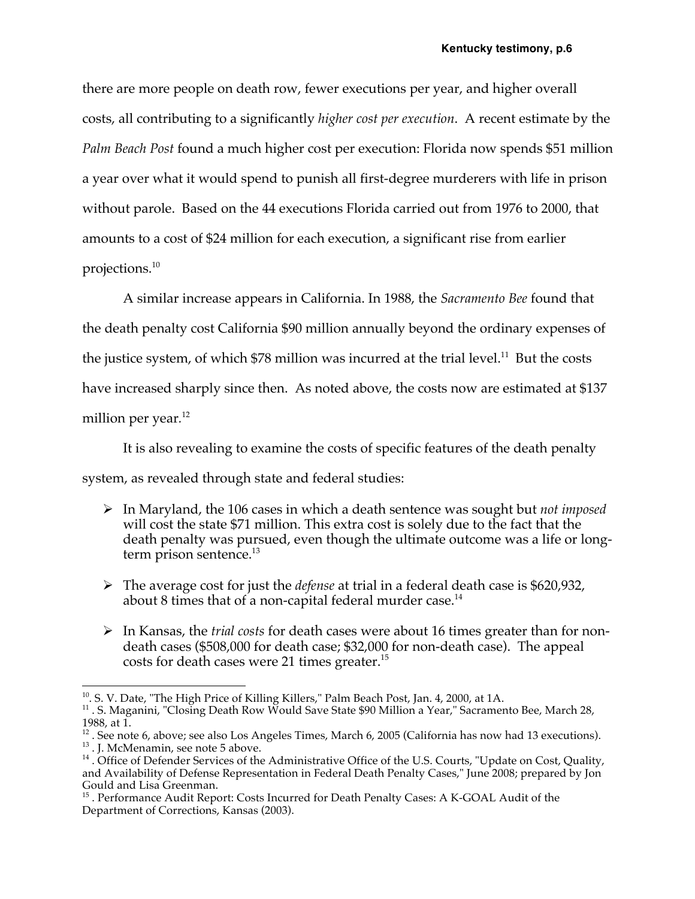there are more people on death row, fewer executions per year, and higher overall costs, all contributing to a significantly *higher cost per execution*. A recent estimate by the *Palm Beach Post* found a much higher cost per execution: Florida now spends $51 million a year over what it would spend to punish all first-degree murderers with life in prison without parole. Based on the 44 executions Florida carried out from 1976 to 2000, that amounts to a cost of $24 million for each execution, a significant rise from earlier projections.[10]

A similar increase appears in California. In 1988, the *Sacramento Bee* found that the death penalty cost California $90 million annually beyond the ordinary expenses of the justice system, of which $78 million was incurred at the trial level.[11] But the costs have increased sharply since then. As noted above, the costs now are estimated at $137 million per year.[12]

It is also revealing to examine the costs of specific features of the death penalty system, as revealed through state and federal studies:

- In Maryland, the 106 cases in which a death sentence was sought but *not imposed* will cost the state $71 million. This extra cost is solely due to the fact that the death penalty was pursued, even though the ultimate outcome was a life or long-term prison sentence.[13]
- The average cost for just the *defense* at trial in a federal death case is $620,932, about 8 times that of a non-capital federal murder case.[14]
- In Kansas, the *trial costs* for death cases were about 16 times greater than for non-death cases ($508,000 for death case; $32,000 for non-death case). The appeal costs for death cases were 21 times greater.[15]

---

[10]. S. V. Date, "The High Price of Killing Killers," Palm Beach Post, Jan. 4, 2000, at 1A.

[11] . S. Maganini, "Closing Death Row Would Save State $90 Million a Year," Sacramento Bee, March 28, 1988, at 1.

[12] . See note 6, above; see also Los Angeles Times, March 6, 2005 (California has now had 13 executions).

[13] . J. McMenamin, see note 5 above.

[14] . Office of Defender Services of the Administrative Office of the U.S. Courts, "Update on Cost, Quality, and Availability of Defense Representation in Federal Death Penalty Cases," June 2008; prepared by Jon Gould and Lisa Greenman.

[15] . Performance Audit Report: Costs Incurred for Death Penalty Cases: A K-GOAL Audit of the Department of Corrections, Kansas (2003).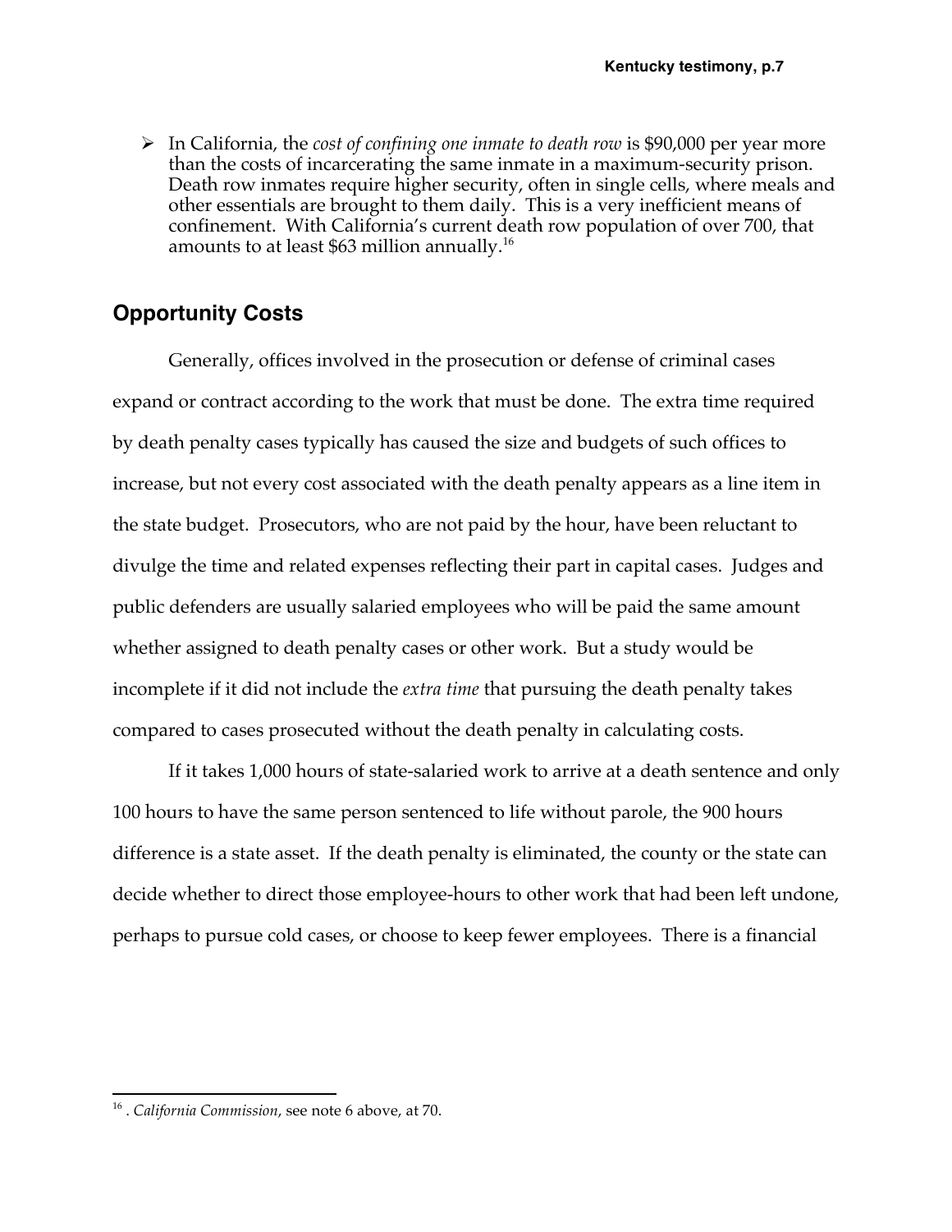- In California, the *cost of confining one inmate to death row* is $90,000 per year more than the costs of incarcerating the same inmate in a maximum-security prison. Death row inmates require higher security, often in single cells, where meals and other essentials are brought to them daily. This is a very inefficient means of confinement. With California's current death row population of over 700, that amounts to at least $63 million annually.[16]

## Opportunity Costs

Generally, offices involved in the prosecution or defense of criminal cases expand or contract according to the work that must be done. The extra time required by death penalty cases typically has caused the size and budgets of such offices to increase, but not every cost associated with the death penalty appears as a line item in the state budget. Prosecutors, who are not paid by the hour, have been reluctant to divulge the time and related expenses reflecting their part in capital cases. Judges and public defenders are usually salaried employees who will be paid the same amount whether assigned to death penalty cases or other work. But a study would be incomplete if it did not include the *extra time* that pursuing the death penalty takes compared to cases prosecuted without the death penalty in calculating costs.

If it takes 1,000 hours of state-salaried work to arrive at a death sentence and only 100 hours to have the same person sentenced to life without parole, the 900 hours difference is a state asset. If the death penalty is eliminated, the county or the state can decide whether to direct those employee-hours to other work that had been left undone, perhaps to pursue cold cases, or choose to keep fewer employees. There is a financial

---

[16] . *California Commission*, see note 6 above, at 70.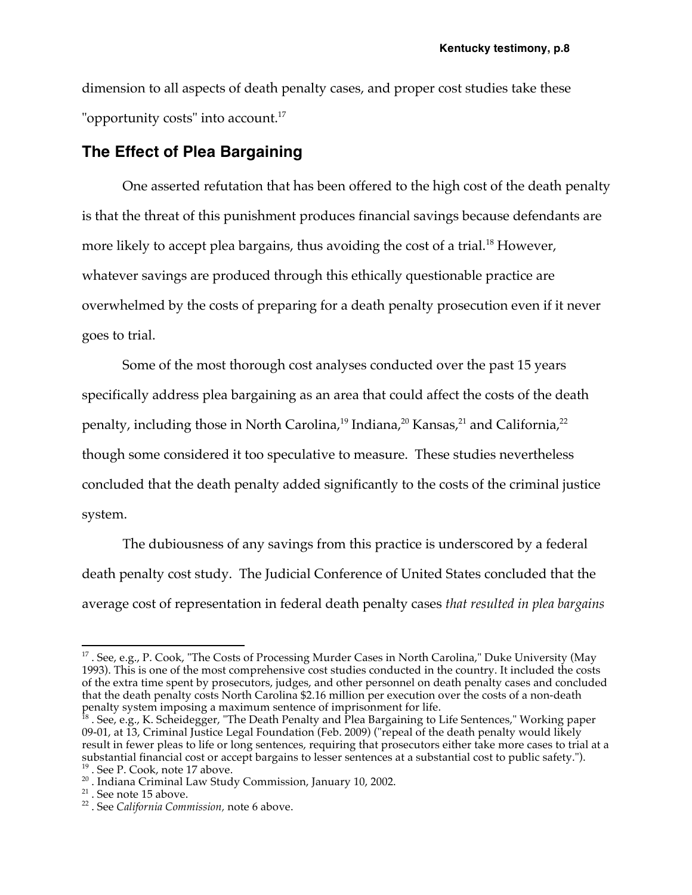dimension to all aspects of death penalty cases, and proper cost studies take these "opportunity costs" into account.[17]

## The Effect of Plea Bargaining

One asserted refutation that has been offered to the high cost of the death penalty is that the threat of this punishment produces financial savings because defendants are more likely to accept plea bargains, thus avoiding the cost of a trial.[18] However, whatever savings are produced through this ethically questionable practice are overwhelmed by the costs of preparing for a death penalty prosecution even if it never goes to trial.

Some of the most thorough cost analyses conducted over the past 15 years specifically address plea bargaining as an area that could affect the costs of the death penalty, including those in North Carolina,[19] Indiana,[20] Kansas,[21] and California,[22] though some considered it too speculative to measure. These studies nevertheless concluded that the death penalty added significantly to the costs of the criminal justice system.

The dubiousness of any savings from this practice is underscored by a federal death penalty cost study. The Judicial Conference of United States concluded that the average cost of representation in federal death penalty cases *that resulted in plea bargains*

---

[17] . See, e.g., P. Cook, "The Costs of Processing Murder Cases in North Carolina," Duke University (May 1993). This is one of the most comprehensive cost studies conducted in the country. It included the costs of the extra time spent by prosecutors, judges, and other personnel on death penalty cases and concluded that the death penalty costs North Carolina $2.16 million per execution over the costs of a non-death penalty system imposing a maximum sentence of imprisonment for life.

[18] . See, e.g., K. Scheidegger, "The Death Penalty and Plea Bargaining to Life Sentences," Working paper 09-01, at 13, Criminal Justice Legal Foundation (Feb. 2009) ("repeal of the death penalty would likely result in fewer pleas to life or long sentences, requiring that prosecutors either take more cases to trial at a substantial financial cost or accept bargains to lesser sentences at a substantial cost to public safety.").

[19] . See P. Cook, note 17 above.

[20] . Indiana Criminal Law Study Commission, January 10, 2002.

[21] . See note 15 above.

[22] . See *California Commission*, note 6 above.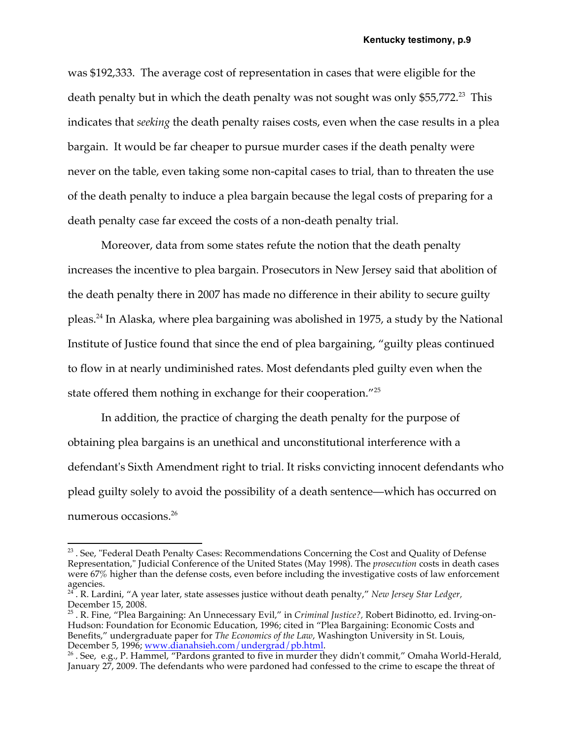was $192,333. The average cost of representation in cases that were eligible for the death penalty but in which the death penalty was not sought was only $55,772.[23] This indicates that *seeking* the death penalty raises costs, even when the case results in a plea bargain. It would be far cheaper to pursue murder cases if the death penalty were never on the table, even taking some non-capital cases to trial, than to threaten the use of the death penalty to induce a plea bargain because the legal costs of preparing for a death penalty case far exceed the costs of a non-death penalty trial.

Moreover, data from some states refute the notion that the death penalty increases the incentive to plea bargain. Prosecutors in New Jersey said that abolition of the death penalty there in 2007 has made no difference in their ability to secure guilty pleas.[24] In Alaska, where plea bargaining was abolished in 1975, a study by the National Institute of Justice found that since the end of plea bargaining, "guilty pleas continued to flow in at nearly undiminished rates. Most defendants pled guilty even when the state offered them nothing in exchange for their cooperation."[25]

In addition, the practice of charging the death penalty for the purpose of obtaining plea bargains is an unethical and unconstitutional interference with a defendant's Sixth Amendment right to trial. It risks convicting innocent defendants who plead guilty solely to avoid the possibility of a death sentence—which has occurred on numerous occasions.[26]

---

[23] . See, "Federal Death Penalty Cases: Recommendations Concerning the Cost and Quality of Defense Representation," Judicial Conference of the United States (May 1998). The *prosecution* costs in death cases were 67% higher than the defense costs, even before including the investigative costs of law enforcement agencies.

[24] . R. Lardini, "A year later, state assesses justice without death penalty," *New Jersey Star Ledger*, December 15, 2008.

[25] . R. Fine, "Plea Bargaining: An Unnecessary Evil," in *Criminal Justice?*, Robert Bidinotto, ed. Irving-on-Hudson: Foundation for Economic Education, 1996; cited in "Plea Bargaining: Economic Costs and Benefits," undergraduate paper for *The Economics of the Law*, Washington University in St. Louis, December 5, 1996; www.dianahsieh.com/undergrad/pb.html.

[26] . See, e.g., P. Hammel, "Pardons granted to five in murder they didn't commit," Omaha World-Herald, January 27, 2009. The defendants who were pardoned had confessed to the crime to escape the threat of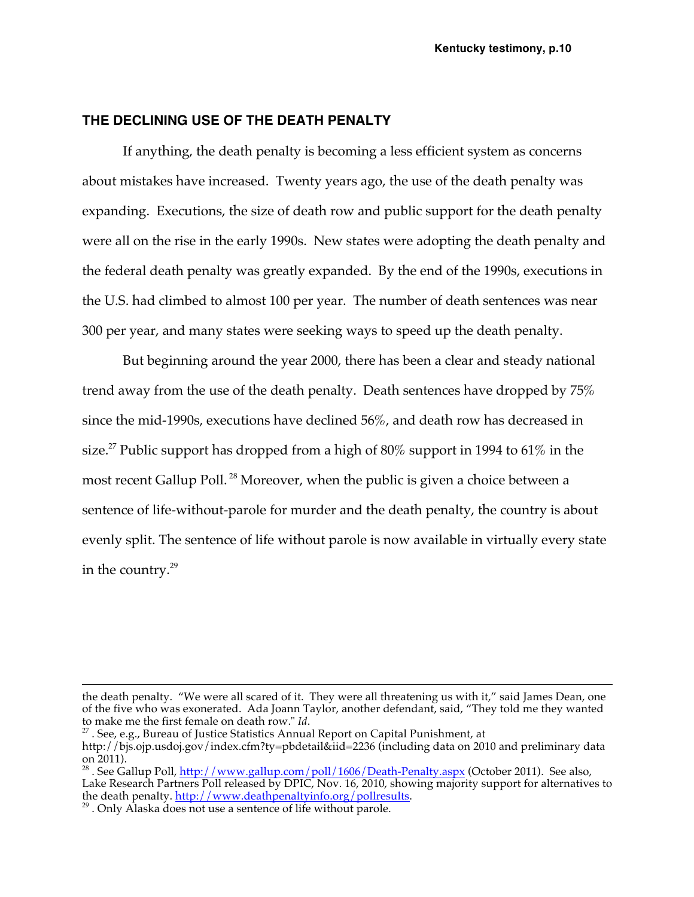## THE DECLINING USE OF THE DEATH PENALTY

If anything, the death penalty is becoming a less efficient system as concerns about mistakes have increased. Twenty years ago, the use of the death penalty was expanding. Executions, the size of death row and public support for the death penalty were all on the rise in the early 1990s. New states were adopting the death penalty and the federal death penalty was greatly expanded. By the end of the 1990s, executions in the U.S. had climbed to almost 100 per year. The number of death sentences was near 300 per year, and many states were seeking ways to speed up the death penalty.

But beginning around the year 2000, there has been a clear and steady national trend away from the use of the death penalty. Death sentences have dropped by 75% since the mid-1990s, executions have declined 56%, and death row has decreased in size.[27] Public support has dropped from a high of 80% support in 1994 to 61% in the most recent Gallup Poll.[28] Moreover, when the public is given a choice between a sentence of life-without-parole for murder and the death penalty, the country is about evenly split. The sentence of life without parole is now available in virtually every state in the country.[29]

---

the death penalty. "We were all scared of it. They were all threatening us with it," said James Dean, one of the five who was exonerated. Ada Joann Taylor, another defendant, said, "They told me they wanted to make me the first female on death row." *Id*.

[27] . See, e.g., Bureau of Justice Statistics Annual Report on Capital Punishment, at http://bjs.ojp.usdoj.gov/index.cfm?ty=pbdetail&iid=2236 (including data on 2010 and preliminary data on 2011).

[28] . See Gallup Poll, http://www.gallup.com/poll/1606/Death-Penalty.aspx (October 2011). See also, Lake Research Partners Poll released by DPIC, Nov. 16, 2010, showing majority support for alternatives to the death penalty. http://www.deathpenaltyinfo.org/pollresults.

[29] . Only Alaska does not use a sentence of life without parole.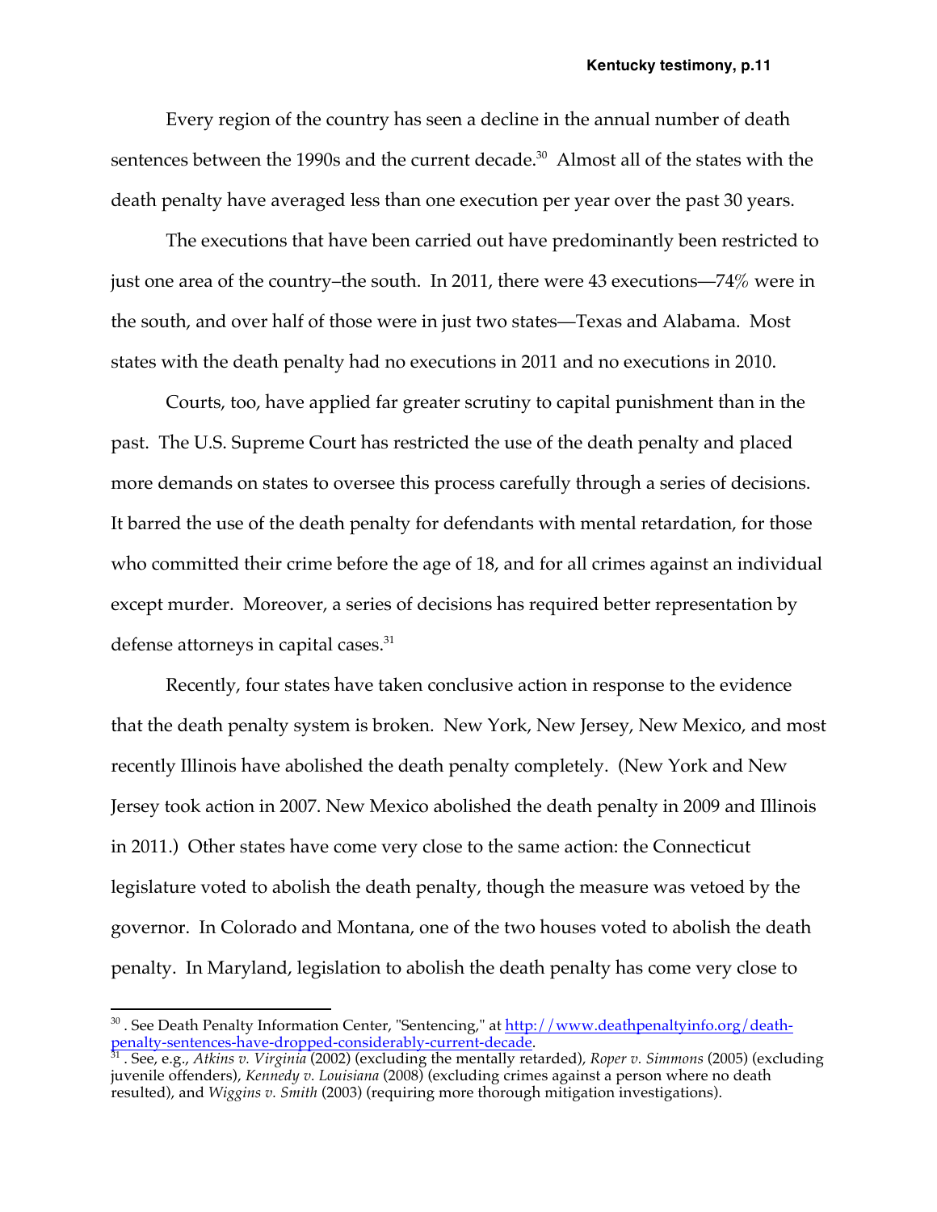Every region of the country has seen a decline in the annual number of death sentences between the 1990s and the current decade.[30] Almost all of the states with the death penalty have averaged less than one execution per year over the past 30 years.

The executions that have been carried out have predominantly been restricted to just one area of the country–the south. In 2011, there were 43 executions—74% were in the south, and over half of those were in just two states—Texas and Alabama. Most states with the death penalty had no executions in 2011 and no executions in 2010.

Courts, too, have applied far greater scrutiny to capital punishment than in the past. The U.S. Supreme Court has restricted the use of the death penalty and placed more demands on states to oversee this process carefully through a series of decisions. It barred the use of the death penalty for defendants with mental retardation, for those who committed their crime before the age of 18, and for all crimes against an individual except murder. Moreover, a series of decisions has required better representation by defense attorneys in capital cases.[31]

Recently, four states have taken conclusive action in response to the evidence that the death penalty system is broken. New York, New Jersey, New Mexico, and most recently Illinois have abolished the death penalty completely. (New York and New Jersey took action in 2007. New Mexico abolished the death penalty in 2009 and Illinois in 2011.) Other states have come very close to the same action: the Connecticut legislature voted to abolish the death penalty, though the measure was vetoed by the governor. In Colorado and Montana, one of the two houses voted to abolish the death penalty. In Maryland, legislation to abolish the death penalty has come very close to

---

[30] . See Death Penalty Information Center, "Sentencing," at http://www.deathpenaltyinfo.org/death-penalty-sentences-have-dropped-considerably-current-decade.

[31] . See, e.g., *Atkins v. Virginia* (2002) (excluding the mentally retarded), *Roper v. Simmons* (2005) (excluding juvenile offenders), *Kennedy v. Louisiana* (2008) (excluding crimes against a person where no death resulted), and *Wiggins v. Smith* (2003) (requiring more thorough mitigation investigations).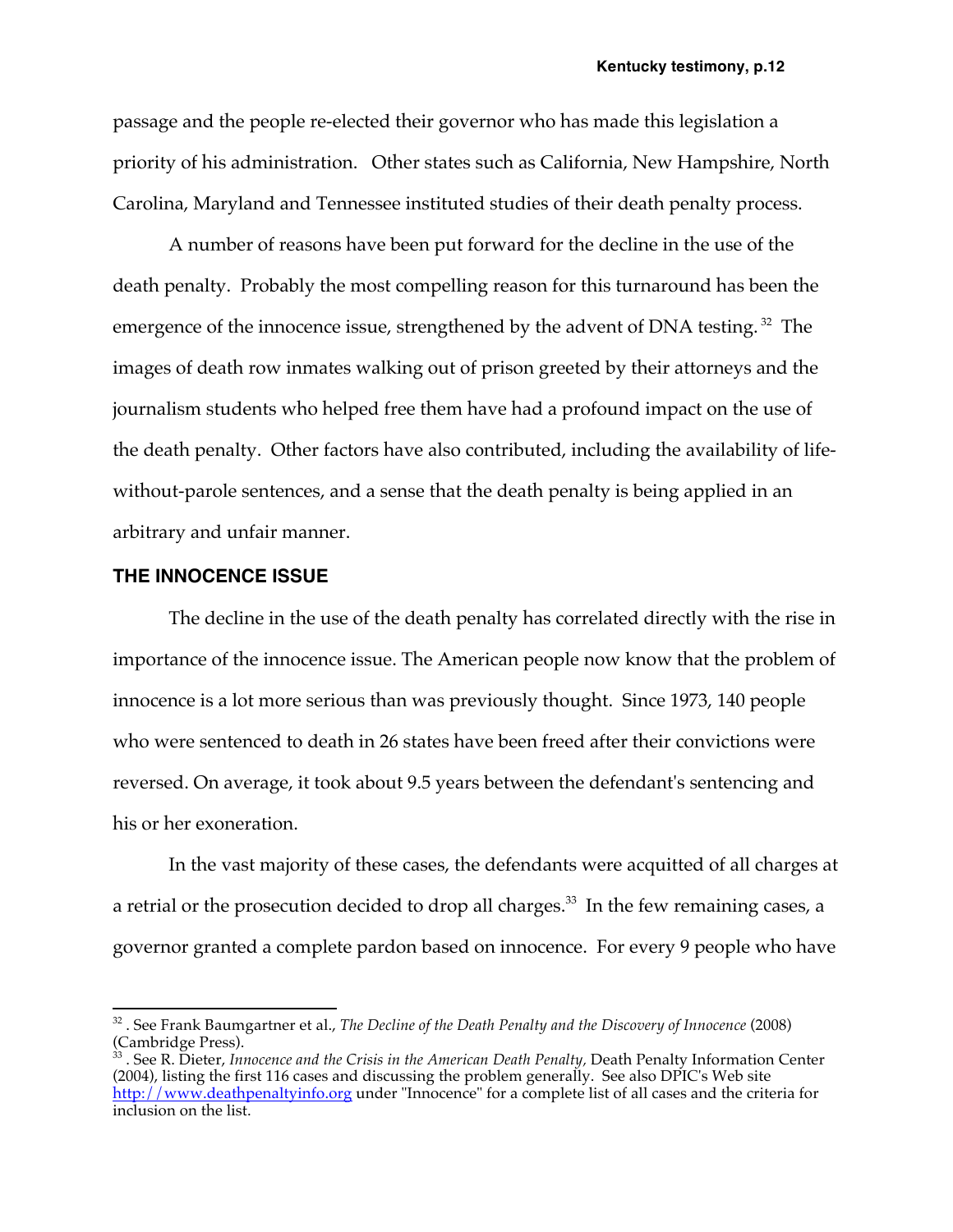passage and the people re-elected their governor who has made this legislation a priority of his administration. Other states such as California, New Hampshire, North Carolina, Maryland and Tennessee instituted studies of their death penalty process.

A number of reasons have been put forward for the decline in the use of the death penalty. Probably the most compelling reason for this turnaround has been the emergence of the innocence issue, strengthened by the advent of DNA testing.[32] The images of death row inmates walking out of prison greeted by their attorneys and the journalism students who helped free them have had a profound impact on the use of the death penalty. Other factors have also contributed, including the availability of life-without-parole sentences, and a sense that the death penalty is being applied in an arbitrary and unfair manner.

## THE INNOCENCE ISSUE

The decline in the use of the death penalty has correlated directly with the rise in importance of the innocence issue. The American people now know that the problem of innocence is a lot more serious than was previously thought. Since 1973, 140 people who were sentenced to death in 26 states have been freed after their convictions were reversed. On average, it took about 9.5 years between the defendant's sentencing and his or her exoneration.

In the vast majority of these cases, the defendants were acquitted of all charges at a retrial or the prosecution decided to drop all charges.[33] In the few remaining cases, a governor granted a complete pardon based on innocence. For every 9 people who have

---

[32] . See Frank Baumgartner et al., *The Decline of the Death Penalty and the Discovery of Innocence* (2008) (Cambridge Press).

[33] . See R. Dieter, *Innocence and the Crisis in the American Death Penalty,* Death Penalty Information Center (2004), listing the first 116 cases and discussing the problem generally. See also DPIC's Web site http://www.deathpenaltyinfo.org under "Innocence" for a complete list of all cases and the criteria for inclusion on the list.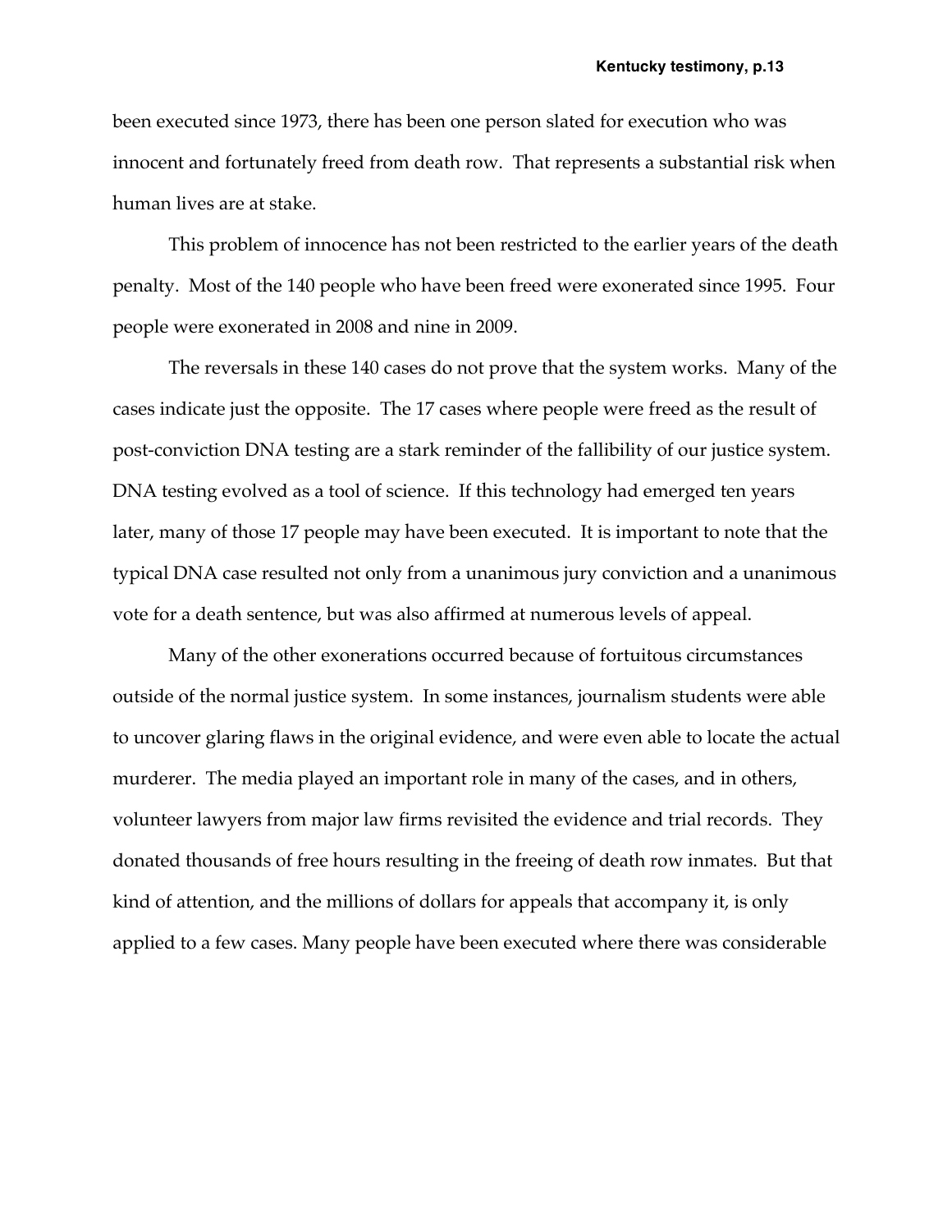been executed since 1973, there has been one person slated for execution who was innocent and fortunately freed from death row. That represents a substantial risk when human lives are at stake.

This problem of innocence has not been restricted to the earlier years of the death penalty. Most of the 140 people who have been freed were exonerated since 1995. Four people were exonerated in 2008 and nine in 2009.

The reversals in these 140 cases do not prove that the system works. Many of the cases indicate just the opposite. The 17 cases where people were freed as the result of post-conviction DNA testing are a stark reminder of the fallibility of our justice system. DNA testing evolved as a tool of science. If this technology had emerged ten years later, many of those 17 people may have been executed. It is important to note that the typical DNA case resulted not only from a unanimous jury conviction and a unanimous vote for a death sentence, but was also affirmed at numerous levels of appeal.

Many of the other exonerations occurred because of fortuitous circumstances outside of the normal justice system. In some instances, journalism students were able to uncover glaring flaws in the original evidence, and were even able to locate the actual murderer. The media played an important role in many of the cases, and in others, volunteer lawyers from major law firms revisited the evidence and trial records. They donated thousands of free hours resulting in the freeing of death row inmates. But that kind of attention, and the millions of dollars for appeals that accompany it, is only applied to a few cases. Many people have been executed where there was considerable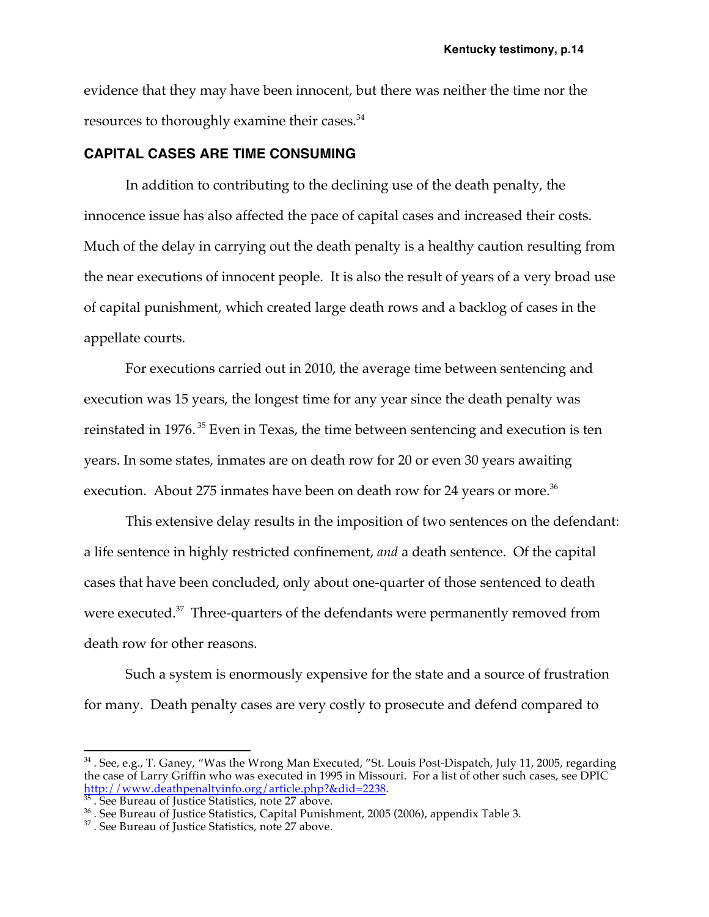evidence that they may have been innocent, but there was neither the time nor the resources to thoroughly examine their cases.[34]

## CAPITAL CASES ARE TIME CONSUMING

In addition to contributing to the declining use of the death penalty, the innocence issue has also affected the pace of capital cases and increased their costs. Much of the delay in carrying out the death penalty is a healthy caution resulting from the near executions of innocent people. It is also the result of years of a very broad use of capital punishment, which created large death rows and a backlog of cases in the appellate courts.

For executions carried out in 2010, the average time between sentencing and execution was 15 years, the longest time for any year since the death penalty was reinstated in 1976.[35] Even in Texas, the time between sentencing and execution is ten years. In some states, inmates are on death row for 20 or even 30 years awaiting execution. About 275 inmates have been on death row for 24 years or more.[36]

This extensive delay results in the imposition of two sentences on the defendant: a life sentence in highly restricted confinement, *and* a death sentence. Of the capital cases that have been concluded, only about one-quarter of those sentenced to death were executed.[37] Three-quarters of the defendants were permanently removed from death row for other reasons.

Such a system is enormously expensive for the state and a source of frustration for many. Death penalty cases are very costly to prosecute and defend compared to

---

[34] . See, e.g., T. Ganey, "Was the Wrong Man Executed, "St. Louis Post-Dispatch, July 11, 2005, regarding the case of Larry Griffin who was executed in 1995 in Missouri. For a list of other such cases, see DPIC http://www.deathpenaltyinfo.org/article.php?&did=2238.

[35] . See Bureau of Justice Statistics, note 27 above.

[36] . See Bureau of Justice Statistics, Capital Punishment, 2005 (2006), appendix Table 3.

[37] . See Bureau of Justice Statistics, note 27 above.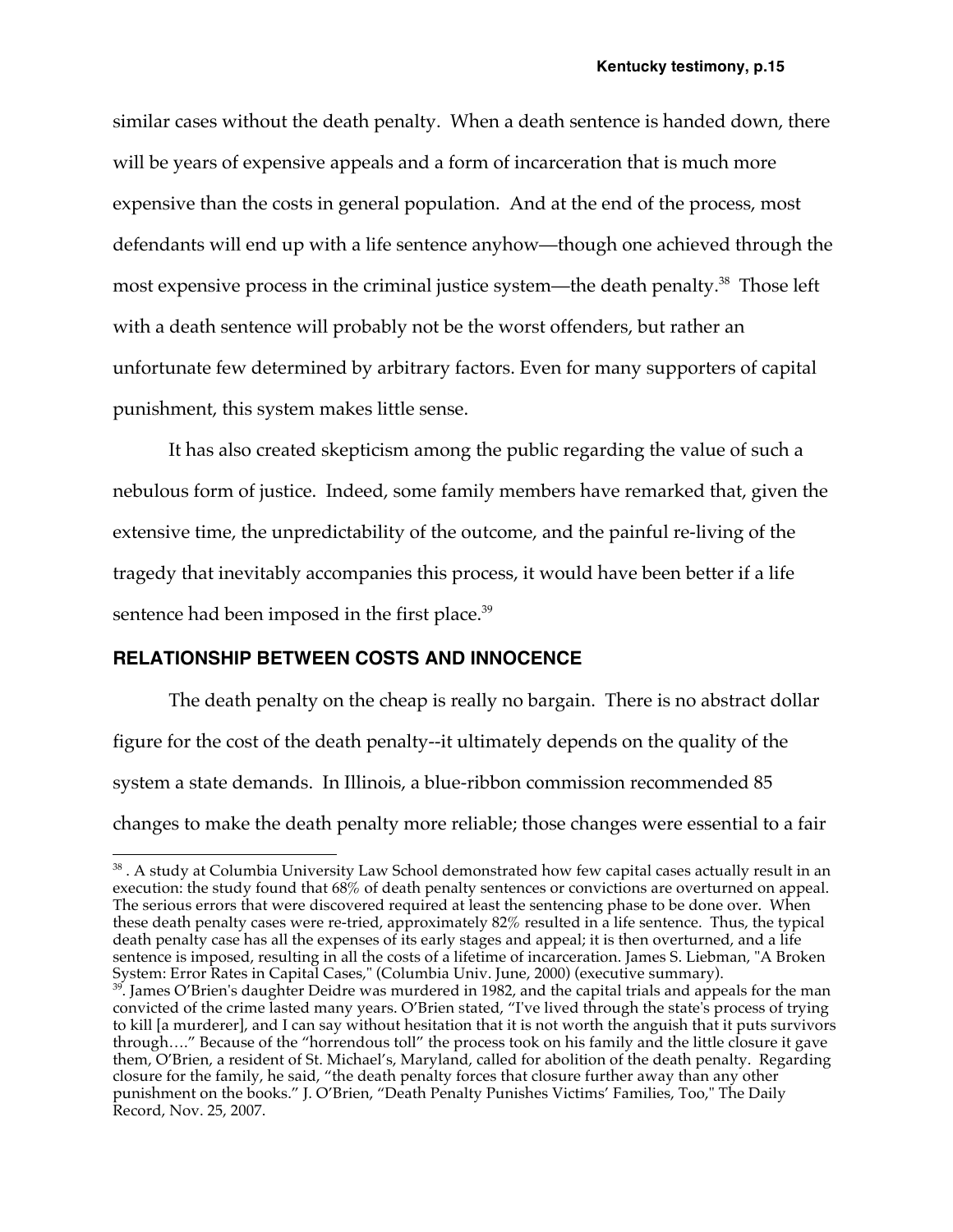similar cases without the death penalty. When a death sentence is handed down, there will be years of expensive appeals and a form of incarceration that is much more expensive than the costs in general population. And at the end of the process, most defendants will end up with a life sentence anyhow—though one achieved through the most expensive process in the criminal justice system—the death penalty.[38] Those left with a death sentence will probably not be the worst offenders, but rather an unfortunate few determined by arbitrary factors. Even for many supporters of capital punishment, this system makes little sense.

It has also created skepticism among the public regarding the value of such a nebulous form of justice. Indeed, some family members have remarked that, given the extensive time, the unpredictability of the outcome, and the painful re-living of the tragedy that inevitably accompanies this process, it would have been better if a life sentence had been imposed in the first place.[39]

## RELATIONSHIP BETWEEN COSTS AND INNOCENCE

The death penalty on the cheap is really no bargain. There is no abstract dollar figure for the cost of the death penalty--it ultimately depends on the quality of the system a state demands. In Illinois, a blue-ribbon commission recommended 85 changes to make the death penalty more reliable; those changes were essential to a fair

---

[38] . A study at Columbia University Law School demonstrated how few capital cases actually result in an execution: the study found that 68% of death penalty sentences or convictions are overturned on appeal. The serious errors that were discovered required at least the sentencing phase to be done over. When these death penalty cases were re-tried, approximately 82% resulted in a life sentence. Thus, the typical death penalty case has all the expenses of its early stages and appeal; it is then overturned, and a life sentence is imposed, resulting in all the costs of a lifetime of incarceration. James S. Liebman, "A Broken System: Error Rates in Capital Cases," (Columbia Univ. June, 2000) (executive summary).

[39]. James O'Brien's daughter Deidre was murdered in 1982, and the capital trials and appeals for the man convicted of the crime lasted many years. O'Brien stated, "I've lived through the state's process of trying to kill [a murderer], and I can say without hesitation that it is not worth the anguish that it puts survivors through…." Because of the "horrendous toll" the process took on his family and the little closure it gave them, O'Brien, a resident of St. Michael's, Maryland, called for abolition of the death penalty. Regarding closure for the family, he said, "the death penalty forces that closure further away than any other punishment on the books." J. O'Brien, "Death Penalty Punishes Victims' Families, Too," The Daily Record, Nov. 25, 2007.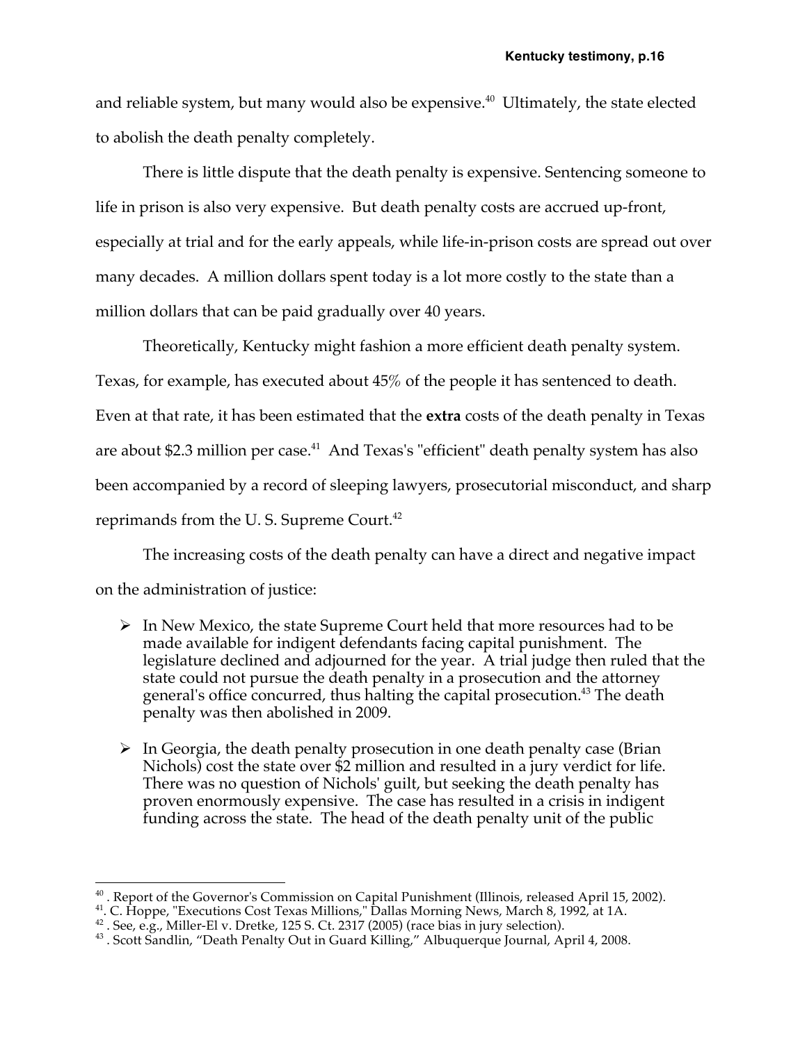and reliable system, but many would also be expensive.[40] Ultimately, the state elected to abolish the death penalty completely.

There is little dispute that the death penalty is expensive. Sentencing someone to life in prison is also very expensive. But death penalty costs are accrued up-front, especially at trial and for the early appeals, while life-in-prison costs are spread out over many decades. A million dollars spent today is a lot more costly to the state than a million dollars that can be paid gradually over 40 years.

Theoretically, Kentucky might fashion a more efficient death penalty system. Texas, for example, has executed about 45% of the people it has sentenced to death. Even at that rate, it has been estimated that the **extra** costs of the death penalty in Texas are about $2.3 million per case.[41] And Texas's "efficient" death penalty system has also been accompanied by a record of sleeping lawyers, prosecutorial misconduct, and sharp reprimands from the U. S. Supreme Court.[42]

The increasing costs of the death penalty can have a direct and negative impact on the administration of justice:

- In New Mexico, the state Supreme Court held that more resources had to be made available for indigent defendants facing capital punishment. The legislature declined and adjourned for the year. A trial judge then ruled that the state could not pursue the death penalty in a prosecution and the attorney general's office concurred, thus halting the capital prosecution.[43] The death penalty was then abolished in 2009.
- In Georgia, the death penalty prosecution in one death penalty case (Brian Nichols) cost the state over $2 million and resulted in a jury verdict for life. There was no question of Nichols' guilt, but seeking the death penalty has proven enormously expensive. The case has resulted in a crisis in indigent funding across the state. The head of the death penalty unit of the public

---

[40] . Report of the Governor's Commission on Capital Punishment (Illinois, released April 15, 2002).

[41]. C. Hoppe, "Executions Cost Texas Millions," Dallas Morning News, March 8, 1992, at 1A.

[42] . See, e.g., Miller-El v. Dretke, 125 S. Ct. 2317 (2005) (race bias in jury selection).

[43] . Scott Sandlin, "Death Penalty Out in Guard Killing," Albuquerque Journal, April 4, 2008.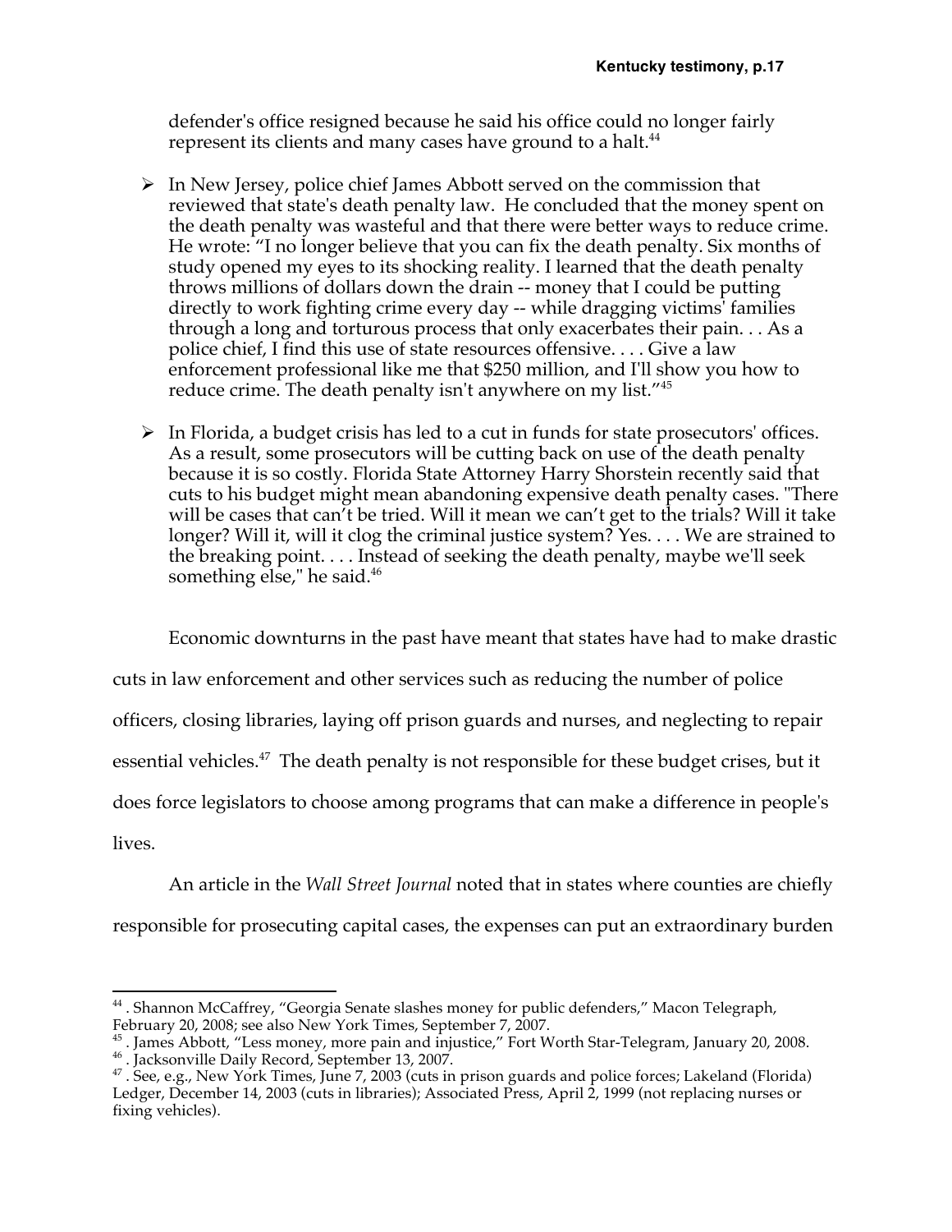defender's office resigned because he said his office could no longer fairly represent its clients and many cases have ground to a halt.[44]

- In New Jersey, police chief James Abbott served on the commission that reviewed that state's death penalty law. He concluded that the money spent on the death penalty was wasteful and that there were better ways to reduce crime. He wrote: "I no longer believe that you can fix the death penalty. Six months of study opened my eyes to its shocking reality. I learned that the death penalty throws millions of dollars down the drain -- money that I could be putting directly to work fighting crime every day -- while dragging victims' families through a long and torturous process that only exacerbates their pain. . . As a police chief, I find this use of state resources offensive. . . . Give a law enforcement professional like me that $250 million, and I'll show you how to reduce crime. The death penalty isn't anywhere on my list."[45]

- In Florida, a budget crisis has led to a cut in funds for state prosecutors' offices. As a result, some prosecutors will be cutting back on use of the death penalty because it is so costly. Florida State Attorney Harry Shorstein recently said that cuts to his budget might mean abandoning expensive death penalty cases. "There will be cases that can't be tried. Will it mean we can't get to the trials? Will it take longer? Will it, will it clog the criminal justice system? Yes. . . . We are strained to the breaking point. . . . Instead of seeking the death penalty, maybe we'll seek something else," he said.[46]

Economic downturns in the past have meant that states have had to make drastic cuts in law enforcement and other services such as reducing the number of police officers, closing libraries, laying off prison guards and nurses, and neglecting to repair essential vehicles.[47] The death penalty is not responsible for these budget crises, but it does force legislators to choose among programs that can make a difference in people's lives.

An article in the *Wall Street Journal* noted that in states where counties are chiefly responsible for prosecuting capital cases, the expenses can put an extraordinary burden

---

[44] . Shannon McCaffrey, "Georgia Senate slashes money for public defenders," Macon Telegraph, February 20, 2008; see also New York Times, September 7, 2007.

[45] . James Abbott, "Less money, more pain and injustice," Fort Worth Star-Telegram, January 20, 2008.

[46] . Jacksonville Daily Record, September 13, 2007.

[47] . See, e.g., New York Times, June 7, 2003 (cuts in prison guards and police forces; Lakeland (Florida) Ledger, December 14, 2003 (cuts in libraries); Associated Press, April 2, 1999 (not replacing nurses or fixing vehicles).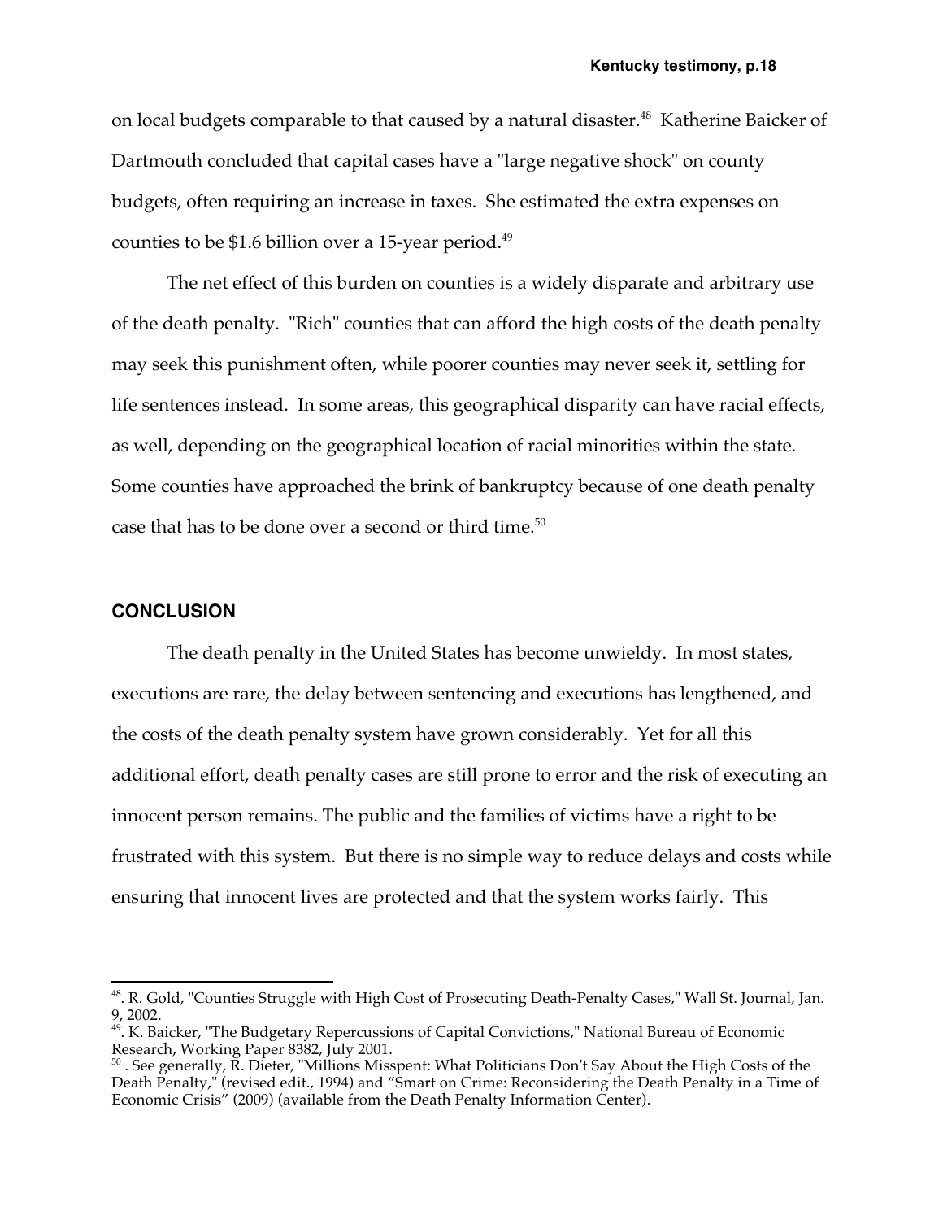on local budgets comparable to that caused by a natural disaster.[48] Katherine Baicker of Dartmouth concluded that capital cases have a "large negative shock" on county budgets, often requiring an increase in taxes. She estimated the extra expenses on counties to be $1.6 billion over a 15-year period.[49]

The net effect of this burden on counties is a widely disparate and arbitrary use of the death penalty. "Rich" counties that can afford the high costs of the death penalty may seek this punishment often, while poorer counties may never seek it, settling for life sentences instead. In some areas, this geographical disparity can have racial effects, as well, depending on the geographical location of racial minorities within the state. Some counties have approached the brink of bankruptcy because of one death penalty case that has to be done over a second or third time.[50]

## CONCLUSION

The death penalty in the United States has become unwieldy. In most states, executions are rare, the delay between sentencing and executions has lengthened, and the costs of the death penalty system have grown considerably. Yet for all this additional effort, death penalty cases are still prone to error and the risk of executing an innocent person remains. The public and the families of victims have a right to be frustrated with this system. But there is no simple way to reduce delays and costs while ensuring that innocent lives are protected and that the system works fairly. This

---

[48]. R. Gold, "Counties Struggle with High Cost of Prosecuting Death-Penalty Cases," Wall St. Journal, Jan. 9, 2002.

[49]. K. Baicker, "The Budgetary Repercussions of Capital Convictions," National Bureau of Economic Research, Working Paper 8382, July 2001.

[50] . See generally, R. Dieter, "Millions Misspent: What Politicians Don't Say About the High Costs of the Death Penalty," (revised edit., 1994) and "Smart on Crime: Reconsidering the Death Penalty in a Time of Economic Crisis" (2009) (available from the Death Penalty Information Center).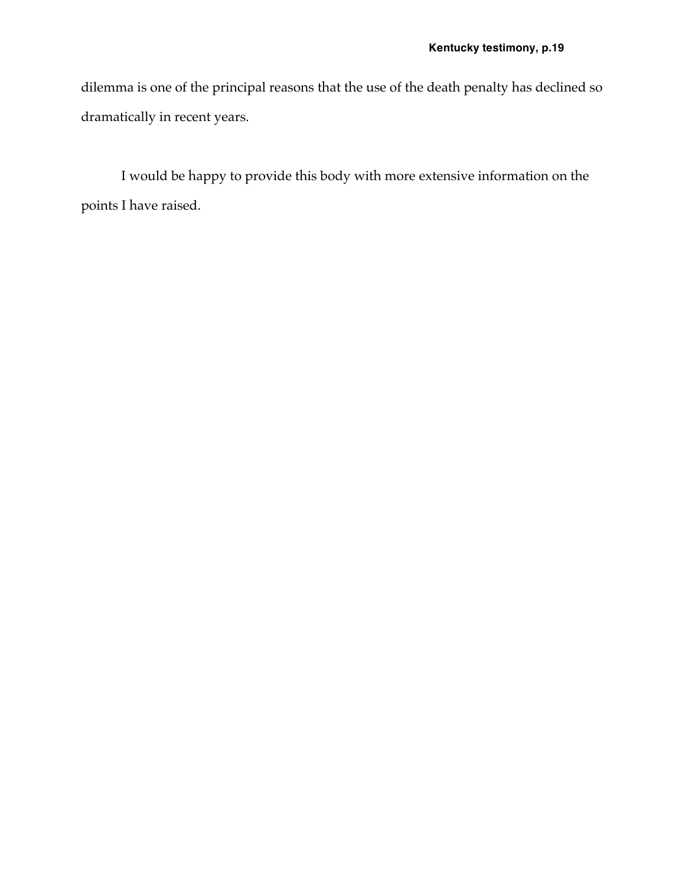dilemma is one of the principal reasons that the use of the death penalty has declined so dramatically in recent years.

I would be happy to provide this body with more extensive information on the points I have raised.